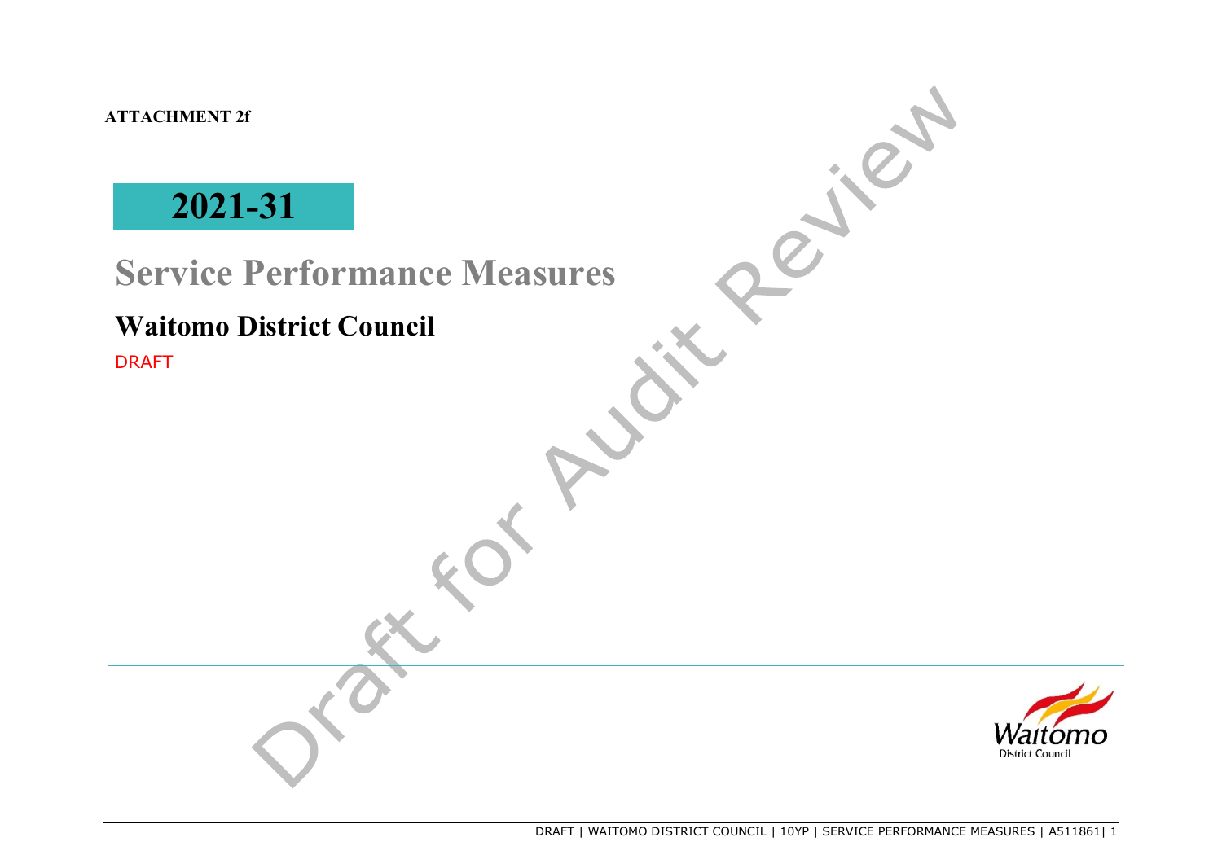**ATTACHMENT 2f**

# 2021-31

# Service Performance Measures

## Waitomo District Council

DRAFT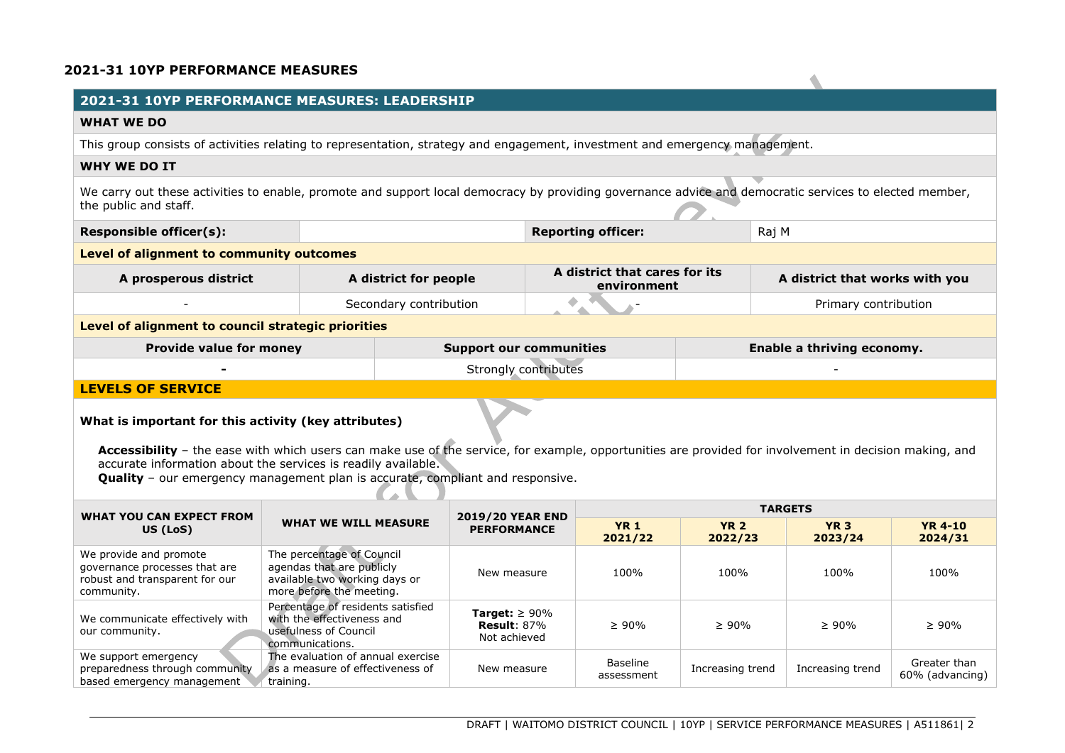## 2021-31 10YP PERFORMANCE MEASURES

### 2021-31 10YP PERFORMANCE MEASURES: LEADERSHIP

**WHAT WE DO**

This group consists of activities relating to representation, strategy and engagement, investment and emergency management.

**WHY WE DO IT**

We carry out these activities to enable, promote and support local democracy by providing governance advice and democratic services to elected member, the public and staff.

| **Responsible officer(s):** | | **Reporting officer:** | Raj M |
|---|---|---|---|

**Level of alignment to community outcomes**

| A prosperous district | A district for people | A district that cares for its environment | A district that works with you |
|---|---|---|---|
| - | Secondary contribution | - | Primary contribution |

**Level of alignment to council strategic priorities**

| Provide value for money | Support our communities | Enable a thriving economy. |
|---|---|---|
| - | Strongly contributes | - |

### LEVELS OF SERVICE

**What is important for this activity (key attributes)**

**Accessibility** – the ease with which users can make use of the service, for example, opportunities are provided for involvement in decision making, and accurate information about the services is readily available.
**Quality** – our emergency management plan is accurate, compliant and responsive.

| WHAT YOU CAN EXPECT FROM US (LoS) | WHAT WE WILL MEASURE | 2019/20 YEAR END PERFORMANCE | TARGETS | | | |
|---|---|---|---|---|---|---|
| | | | YR 1 2021/22 | YR 2 2022/23 | YR 3 2023/24 | YR 4-10 2024/31 |
| We provide and promote governance processes that are robust and transparent for our community. | The percentage of Council agendas that are publicly available two working days or more before the meeting. | New measure | 100% | 100% | 100% | 100% |
| We communicate effectively with our community. | Percentage of residents satisfied with the effectiveness and usefulness of Council communications. | **Target:** ≥ 90% **Result**: 87% Not achieved | ≥ 90% | ≥ 90% | ≥ 90% | ≥ 90% |
| We support emergency preparedness through community based emergency management | The evaluation of annual exercise as a measure of effectiveness of training. | New measure | Baseline assessment | Increasing trend | Increasing trend | Greater than 60% (advancing) |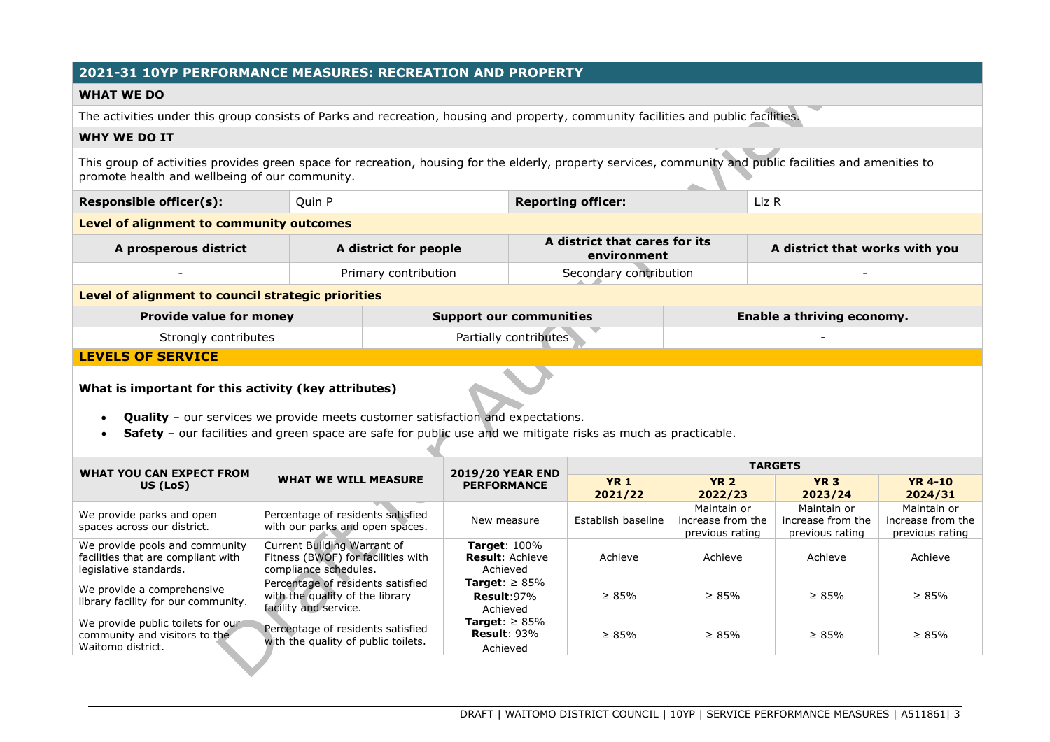## 2021-31 10YP PERFORMANCE MEASURES: RECREATION AND PROPERTY

### WHAT WE DO

The activities under this group consists of Parks and recreation, housing and property, community facilities and public facilities.

### WHY WE DO IT

This group of activities provides green space for recreation, housing for the elderly, property services, community and public facilities and amenities to promote health and wellbeing of our community.

| **Responsible officer(s):** | Quin P | **Reporting officer:** | Liz R |
|---|---|---|---|

**Level of alignment to community outcomes**

| A prosperous district | A district for people | A district that cares for its environment | A district that works with you |
|---|---|---|---|
| - | Primary contribution | Secondary contribution | - |

**Level of alignment to council strategic priorities**

| Provide value for money | Support our communities | Enable a thriving economy. |
|---|---|---|
| Strongly contributes | Partially contributes | - |

### LEVELS OF SERVICE

**What is important for this activity (key attributes)**

- **Quality** – our services we provide meets customer satisfaction and expectations.
- **Safety** – our facilities and green space are safe for public use and we mitigate risks as much as practicable.

| WHAT YOU CAN EXPECT FROM US (LoS) | WHAT WE WILL MEASURE | 2019/20 YEAR END PERFORMANCE | TARGETS | | | |
|---|---|---|---|---|---|---|
| | | | YR 1 2021/22 | YR 2 2022/23 | YR 3 2023/24 | YR 4-10 2024/31 |
| We provide parks and open spaces across our district. | Percentage of residents satisfied with our parks and open spaces. | New measure | Establish baseline | Maintain or increase from the previous rating | Maintain or increase from the previous rating | Maintain or increase from the previous rating |
| We provide pools and community facilities that are compliant with legislative standards. | Current Building Warrant of Fitness (BWOF) for facilities with compliance schedules. | **Target**: 100% **Result**: Achieve Achieved | Achieve | Achieve | Achieve | Achieve |
| We provide a comprehensive library facility for our community. | Percentage of residents satisfied with the quality of the library facility and service. | **Target**: ≥ 85% **Result**:97% Achieved | ≥ 85% | ≥ 85% | ≥ 85% | ≥ 85% |
| We provide public toilets for our community and visitors to the Waitomo district. | Percentage of residents satisfied with the quality of public toilets. | **Target**: ≥ 85% **Result**: 93% Achieved | ≥ 85% | ≥ 85% | ≥ 85% | ≥ 85% |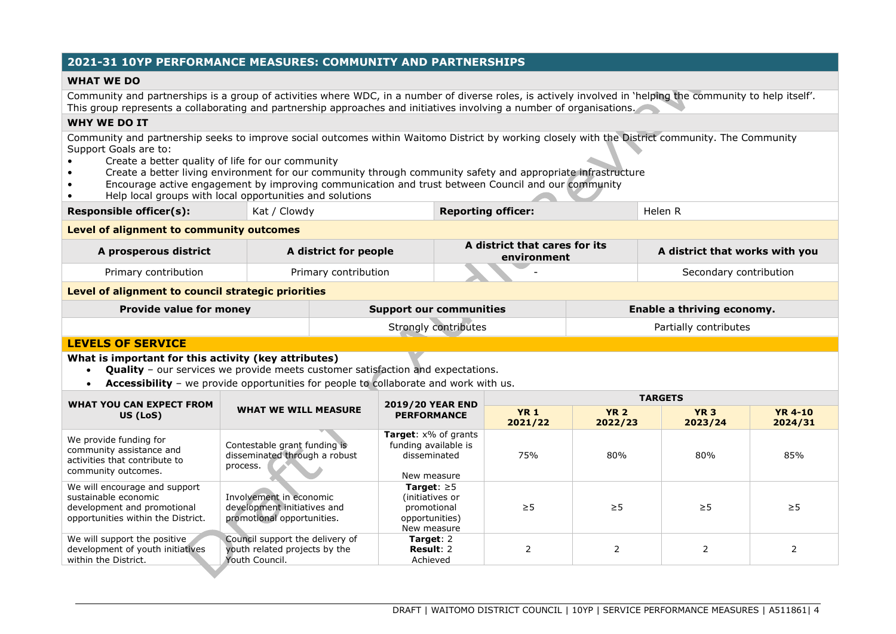## 2021-31 10YP PERFORMANCE MEASURES: COMMUNITY AND PARTNERSHIPS

### WHAT WE DO

Community and partnerships is a group of activities where WDC, in a number of diverse roles, is actively involved in 'helping the community to help itself'. This group represents a collaborating and partnership approaches and initiatives involving a number of organisations.

### WHY WE DO IT

Community and partnership seeks to improve social outcomes within Waitomo District by working closely with the District community. The Community Support Goals are to:

- Create a better quality of life for our community
- Create a better living environment for our community through community safety and appropriate infrastructure
- Encourage active engagement by improving communication and trust between Council and our community
- Help local groups with local opportunities and solutions

| **Responsible officer(s):** | Kat / Clowdy | **Reporting officer:** | Helen R |
|---|---|---|---|

**Level of alignment to community outcomes**

| A prosperous district | A district for people | A district that cares for its environment | A district that works with you |
|---|---|---|---|
| Primary contribution | Primary contribution | - | Secondary contribution |

**Level of alignment to council strategic priorities**

| Provide value for money | Support our communities | Enable a thriving economy. |
|---|---|---|
| | Strongly contributes | Partially contributes |

### LEVELS OF SERVICE

**What is important for this activity (key attributes)**

- **Quality** – our services we provide meets customer satisfaction and expectations.
- **Accessibility** – we provide opportunities for people to collaborate and work with us.

| WHAT YOU CAN EXPECT FROM US (LoS) | WHAT WE WILL MEASURE | 2019/20 YEAR END PERFORMANCE | TARGETS | | | |
|---|---|---|---|---|---|---|
| | | | YR 1 2021/22 | YR 2 2022/23 | YR 3 2023/24 | YR 4-10 2024/31 |
| We provide funding for community assistance and activities that contribute to community outcomes. | Contestable grant funding is disseminated through a robust process. | **Target**: x% of grants funding available is disseminated<br><br>New measure | 75% | 80% | 80% | 85% |
| We will encourage and support sustainable economic development and promotional opportunities within the District. | Involvement in economic development initiatives and promotional opportunities. | **Target**: ≥5 (initiatives or promotional opportunities)<br>New measure | ≥5 | ≥5 | ≥5 | ≥5 |
| We will support the positive development of youth initiatives within the District. | Council support the delivery of youth related projects by the Youth Council. | **Target**: 2<br>**Result**: 2<br>Achieved | 2 | 2 | 2 | 2 |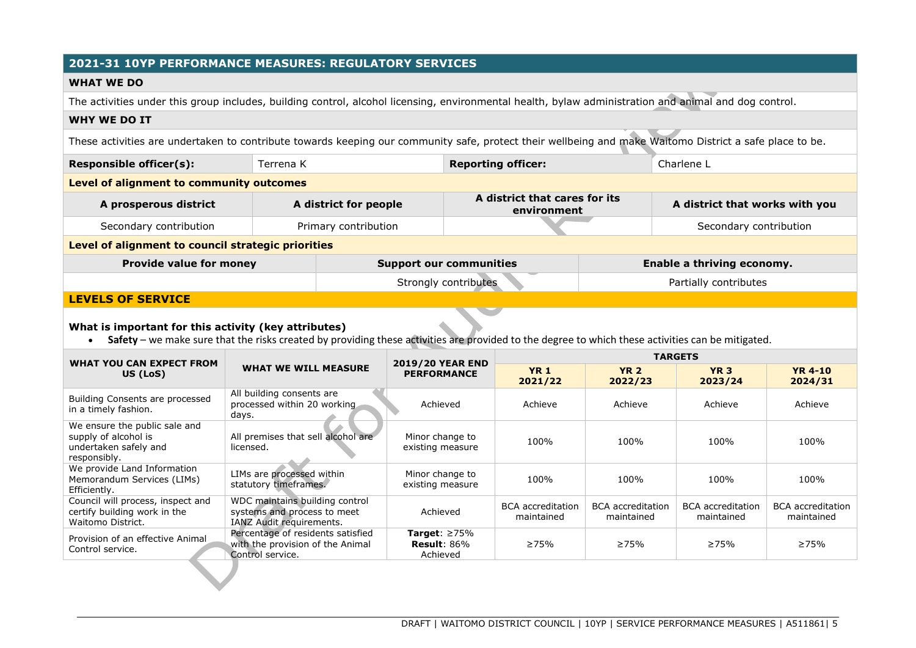## 2021-31 10YP PERFORMANCE MEASURES: REGULATORY SERVICES

### WHAT WE DO

The activities under this group includes, building control, alcohol licensing, environmental health, bylaw administration and animal and dog control.

### WHY WE DO IT

These activities are undertaken to contribute towards keeping our community safe, protect their wellbeing and make Waitomo District a safe place to be.

| **Responsible officer(s):** | Terrena K | **Reporting officer:** | Charlene L |
|---|---|---|---|

**Level of alignment to community outcomes**

| A prosperous district | A district for people | A district that cares for its environment | A district that works with you |
|---|---|---|---|
| Secondary contribution | Primary contribution | | Secondary contribution |

**Level of alignment to council strategic priorities**

| Provide value for money | Support our communities | Enable a thriving economy. |
|---|---|---|
| | Strongly contributes | Partially contributes |

### LEVELS OF SERVICE

**What is important for this activity (key attributes)**

- **Safety** – we make sure that the risks created by providing these activities are provided to the degree to which these activities can be mitigated.

| WHAT YOU CAN EXPECT FROM US (LoS) | WHAT WE WILL MEASURE | 2019/20 YEAR END PERFORMANCE | TARGETS | | | |
|---|---|---|---|---|---|---|
| | | | YR 1 2021/22 | YR 2 2022/23 | YR 3 2023/24 | YR 4-10 2024/31 |
| Building Consents are processed in a timely fashion. | All building consents are processed within 20 working days. | Achieved | Achieve | Achieve | Achieve | Achieve |
| We ensure the public sale and supply of alcohol is undertaken safely and responsibly. | All premises that sell alcohol are licensed. | Minor change to existing measure | 100% | 100% | 100% | 100% |
| We provide Land Information Memorandum Services (LIMs) Efficiently. | LIMs are processed within statutory timeframes. | Minor change to existing measure | 100% | 100% | 100% | 100% |
| Council will process, inspect and certify building work in the Waitomo District. | WDC maintains building control systems and process to meet IANZ Audit requirements. | Achieved | BCA accreditation maintained | BCA accreditation maintained | BCA accreditation maintained | BCA accreditation maintained |
| Provision of an effective Animal Control service. | Percentage of residents satisfied with the provision of the Animal Control service. | **Target**: ≥75% **Result**: 86% Achieved | ≥75% | ≥75% | ≥75% | ≥75% |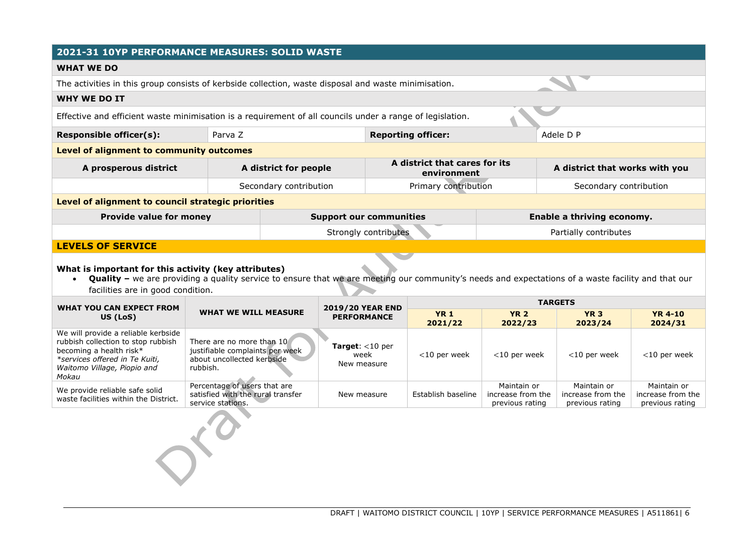## 2021-31 10YP PERFORMANCE MEASURES: SOLID WASTE

### WHAT WE DO

The activities in this group consists of kerbside collection, waste disposal and waste minimisation.

### WHY WE DO IT

Effective and efficient waste minimisation is a requirement of all councils under a range of legislation.

| **Responsible officer(s):** | Parva Z | **Reporting officer:** | Adele D P |
|---|---|---|---|

**Level of alignment to community outcomes**

| A prosperous district | A district for people | A district that cares for its environment | A district that works with you |
|---|---|---|---|
| | Secondary contribution | Primary contribution | Secondary contribution |

**Level of alignment to council strategic priorities**

| Provide value for money | Support our communities | Enable a thriving economy. |
|---|---|---|
| | Strongly contributes | Partially contributes |

## LEVELS OF SERVICE

**What is important for this activity (key attributes)**

- **Quality –** we are providing a quality service to ensure that we are meeting our community's needs and expectations of a waste facility and that our facilities are in good condition.

| WHAT YOU CAN EXPECT FROM US (LoS) | WHAT WE WILL MEASURE | 2019/20 YEAR END PERFORMANCE | TARGETS | | | |
|---|---|---|---|---|---|---|
| | | | YR 1 2021/22 | YR 2 2022/23 | YR 3 2023/24 | YR 4-10 2024/31 |
| We will provide a reliable kerbside rubbish collection to stop rubbish becoming a health risk* *\*services offered in Te Kuiti, Waitomo Village, Piopio and Mokau* | There are no more than 10 justifiable complaints per week about uncollected kerbside rubbish. | **Target**: <10 per week New measure | <10 per week | <10 per week | <10 per week | <10 per week |
| We provide reliable safe solid waste facilities within the District. | Percentage of users that are satisfied with the rural transfer service stations. | New measure | Establish baseline | Maintain or increase from the previous rating | Maintain or increase from the previous rating | Maintain or increase from the previous rating |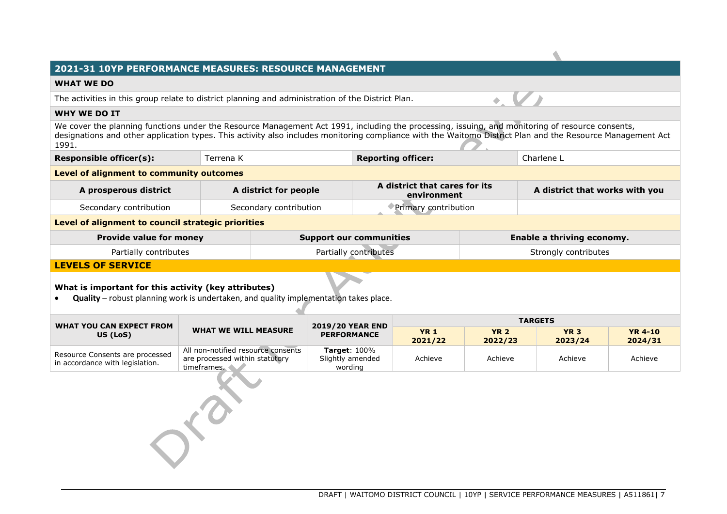## 2021-31 10YP PERFORMANCE MEASURES: RESOURCE MANAGEMENT

### WHAT WE DO

The activities in this group relate to district planning and administration of the District Plan.

### WHY WE DO IT

We cover the planning functions under the Resource Management Act 1991, including the processing, issuing, and monitoring of resource consents, designations and other application types. This activity also includes monitoring compliance with the Waitomo District Plan and the Resource Management Act 1991.

| **Responsible officer(s):** | Terrena K | **Reporting officer:** | Charlene L |
|---|---|---|---|

**Level of alignment to community outcomes**

| A prosperous district | A district for people | A district that cares for its environment | A district that works with you |
|---|---|---|---|
| Secondary contribution | Secondary contribution | Primary contribution | |

**Level of alignment to council strategic priorities**

| Provide value for money | Support our communities | Enable a thriving economy. |
|---|---|---|
| Partially contributes | Partially contributes | Strongly contributes |

### LEVELS OF SERVICE

**What is important for this activity (key attributes)**

- **Quality** – robust planning work is undertaken, and quality implementation takes place.

| WHAT YOU CAN EXPECT FROM US (LoS) | WHAT WE WILL MEASURE | 2019/20 YEAR END PERFORMANCE | TARGETS | | | |
|---|---|---|---|---|---|---|
| | | | YR 1 2021/22 | YR 2 2022/23 | YR 3 2023/24 | YR 4-10 2024/31 |
| Resource Consents are processed in accordance with legislation. | All non-notified resource consents are processed within statutory timeframes. | **Target**: 100% Slightly amended wording | Achieve | Achieve | Achieve | Achieve |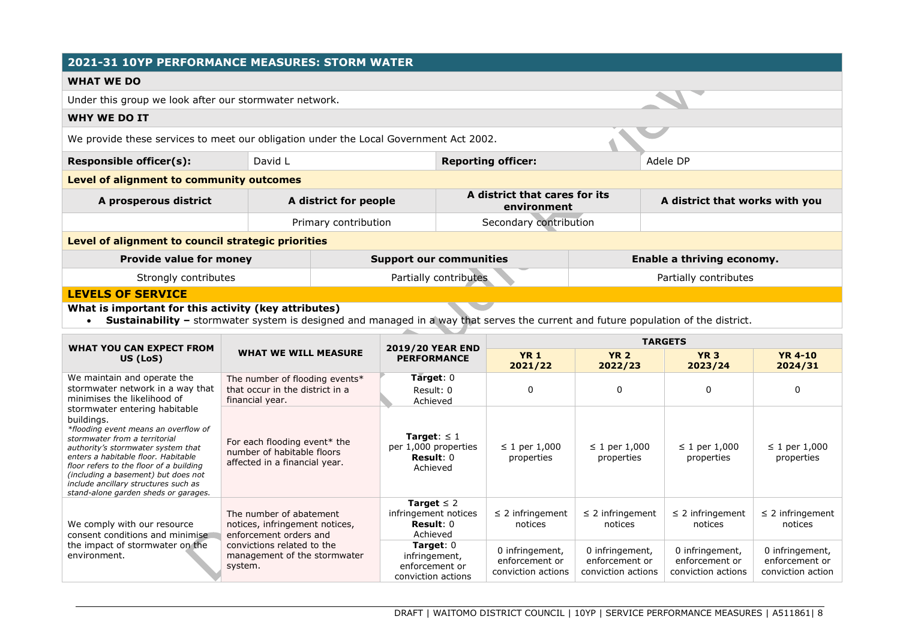## 2021-31 10YP PERFORMANCE MEASURES: STORM WATER

### WHAT WE DO

Under this group we look after our stormwater network.

### WHY WE DO IT

We provide these services to meet our obligation under the Local Government Act 2002.

| **Responsible officer(s):** | David L | **Reporting officer:** | Adele DP |
|---|---|---|---|

**Level of alignment to community outcomes**

| A prosperous district | A district for people | A district that cares for its environment | A district that works with you |
|---|---|---|---|
| | Primary contribution | Secondary contribution | |

**Level of alignment to council strategic priorities**

| Provide value for money | Support our communities | Enable a thriving economy. |
|---|---|---|
| Strongly contributes | Partially contributes | Partially contributes |

### LEVELS OF SERVICE

**What is important for this activity (key attributes)**

- **Sustainability –** stormwater system is designed and managed in a way that serves the current and future population of the district.

| WHAT YOU CAN EXPECT FROM US (LoS) | WHAT WE WILL MEASURE | 2019/20 YEAR END PERFORMANCE | TARGETS | | | |
|---|---|---|---|---|---|---|
| | | | YR 1 2021/22 | YR 2 2022/23 | YR 3 2023/24 | YR 4-10 2024/31 |
| We maintain and operate the stormwater network in a way that minimises the likelihood of stormwater entering habitable buildings. *\*flooding event means an overflow of stormwater from a territorial authority's stormwater system that enters a habitable floor. Habitable floor refers to the floor of a building (including a basement) but does not include ancillary structures such as stand-alone garden sheds or garages.* | The number of flooding events* that occur in the district in a financial year. | **Target**: 0 Result: 0 Achieved | 0 | 0 | 0 | 0 |
| | For each flooding event* the number of habitable floors affected in a financial year. | **Target**: ≤ 1 per 1,000 properties **Result**: 0 Achieved | ≤ 1 per 1,000 properties | ≤ 1 per 1,000 properties | ≤ 1 per 1,000 properties | ≤ 1 per 1,000 properties |
| We comply with our resource consent conditions and minimise the impact of stormwater on the environment. | The number of abatement notices, infringement notices, enforcement orders and convictions related to the management of the stormwater system. | **Target** ≤ 2 infringement notices **Result**: 0 Achieved | ≤ 2 infringement notices | ≤ 2 infringement notices | ≤ 2 infringement notices | ≤ 2 infringement notices |
| | | **Target**: 0 infringement, enforcement or conviction actions | 0 infringement, enforcement or conviction actions | 0 infringement, enforcement or conviction actions | 0 infringement, enforcement or conviction actions | 0 infringement, enforcement or conviction action |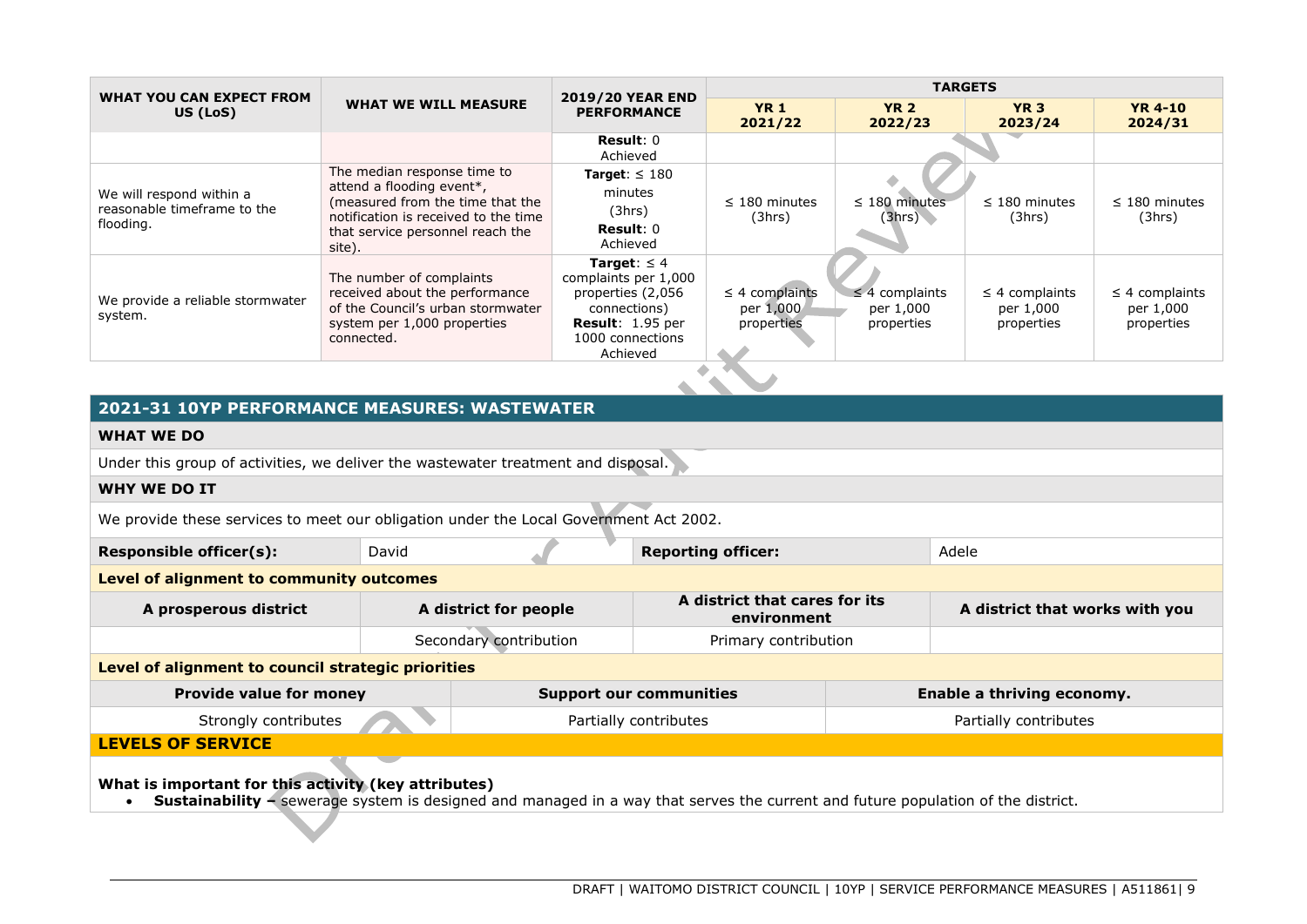| WHAT YOU CAN EXPECT FROM US (LoS) | WHAT WE WILL MEASURE | 2019/20 YEAR END PERFORMANCE | TARGETS | | | |
|---|---|---|---|---|---|---|
| | | | YR 1 2021/22 | YR 2 2022/23 | YR 3 2023/24 | YR 4-10 2024/31 |
| | | **Result**: 0 Achieved | | | | |
| We will respond within a reasonable timeframe to the flooding. | The median response time to attend a flooding event*, (measured from the time that the notification is received to the time that service personnel reach the site). | **Target**: ≤ 180 minutes (3hrs) **Result**: 0 Achieved | ≤ 180 minutes (3hrs) | ≤ 180 minutes (3hrs) | ≤ 180 minutes (3hrs) | ≤ 180 minutes (3hrs) |
| We provide a reliable stormwater system. | The number of complaints received about the performance of the Council's urban stormwater system per 1,000 properties connected. | **Target**: ≤ 4 complaints per 1,000 properties (2,056 connections) **Result**: 1.95 per 1000 connections Achieved | ≤ 4 complaints per 1,000 properties | ≤ 4 complaints per 1,000 properties | ≤ 4 complaints per 1,000 properties | ≤ 4 complaints per 1,000 properties |

## 2021-31 10YP PERFORMANCE MEASURES: WASTEWATER

**WHAT WE DO**

Under this group of activities, we deliver the wastewater treatment and disposal.

**WHY WE DO IT**

We provide these services to meet our obligation under the Local Government Act 2002.

| **Responsible officer(s):** | David | **Reporting officer:** | Adele |
|---|---|---|---|

**Level of alignment to community outcomes**

| A prosperous district | A district for people | A district that cares for its environment | A district that works with you |
|---|---|---|---|
| | Secondary contribution | Primary contribution | |

**Level of alignment to council strategic priorities**

| Provide value for money | Support our communities | Enable a thriving economy. |
|---|---|---|
| Strongly contributes | Partially contributes | Partially contributes |

**LEVELS OF SERVICE**

**What is important for this activity (key attributes)**

- **Sustainability** – sewerage system is designed and managed in a way that serves the current and future population of the district.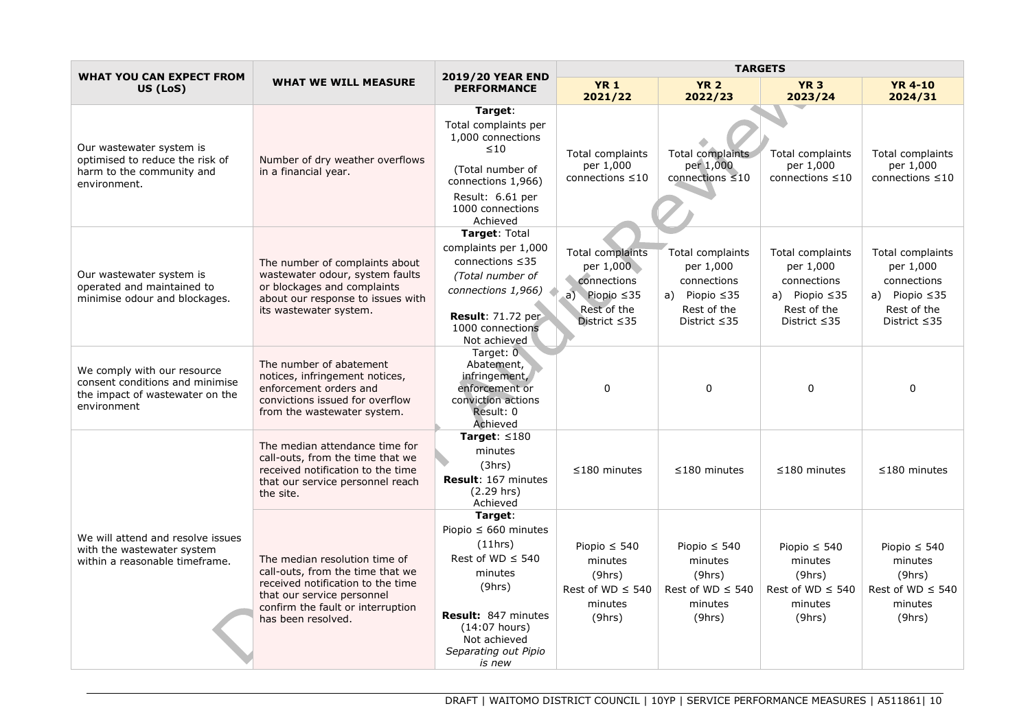| WHAT YOU CAN EXPECT FROM US (LoS) | WHAT WE WILL MEASURE | 2019/20 YEAR END PERFORMANCE | TARGETS | | | |
|---|---|---|---|---|---|---|
| | | | **YR 1 2021/22** | **YR 2 2022/23** | **YR 3 2023/24** | **YR 4-10 2024/31** |
| Our wastewater system is optimised to reduce the risk of harm to the community and environment. | Number of dry weather overflows in a financial year. | **Target**: Total complaints per 1,000 connections ≤10 (Total number of connections 1,966) Result: 6.61 per 1000 connections Achieved | Total complaints per 1,000 connections ≤10 | Total complaints per 1,000 connections ≤10 | Total complaints per 1,000 connections ≤10 | Total complaints per 1,000 connections ≤10 |
| Our wastewater system is operated and maintained to minimise odour and blockages. | The number of complaints about wastewater odour, system faults or blockages and complaints about our response to issues with its wastewater system. | **Target**: Total complaints per 1,000 connections ≤35 *(Total number of connections 1,966)* **Result**: 71.72 per 1000 connections Not achieved | Total complaints per 1,000 connections a) Piopio ≤35 Rest of the District ≤35 | Total complaints per 1,000 connections a) Piopio ≤35 Rest of the District ≤35 | Total complaints per 1,000 connections a) Piopio ≤35 Rest of the District ≤35 | Total complaints per 1,000 connections a) Piopio ≤35 Rest of the District ≤35 |
| We comply with our resource consent conditions and minimise the impact of wastewater on the environment | The number of abatement notices, infringement notices, enforcement orders and convictions issued for overflow from the wastewater system. | Target: 0 Abatement, infringement, enforcement or conviction actions Result: 0 Achieved | 0 | 0 | 0 | 0 |
| We will attend and resolve issues with the wastewater system within a reasonable timeframe. | The median attendance time for call-outs, from the time that we received notification to the time that our service personnel reach the site. | **Target**: ≤180 minutes (3hrs) **Result**: 167 minutes (2.29 hrs) Achieved | ≤180 minutes | ≤180 minutes | ≤180 minutes | ≤180 minutes |
| | The median resolution time of call-outs, from the time that we received notification to the time that our service personnel confirm the fault or interruption has been resolved. | **Target**: Piopio ≤ 660 minutes (11hrs) Rest of WD ≤ 540 minutes (9hrs) **Result:** 847 minutes (14:07 hours) Not achieved *Separating out Pipio is new* | Piopio ≤ 540 minutes (9hrs) Rest of WD ≤ 540 minutes (9hrs) | Piopio ≤ 540 minutes (9hrs) Rest of WD ≤ 540 minutes (9hrs) | Piopio ≤ 540 minutes (9hrs) Rest of WD ≤ 540 minutes (9hrs) | Piopio ≤ 540 minutes (9hrs) Rest of WD ≤ 540 minutes (9hrs) |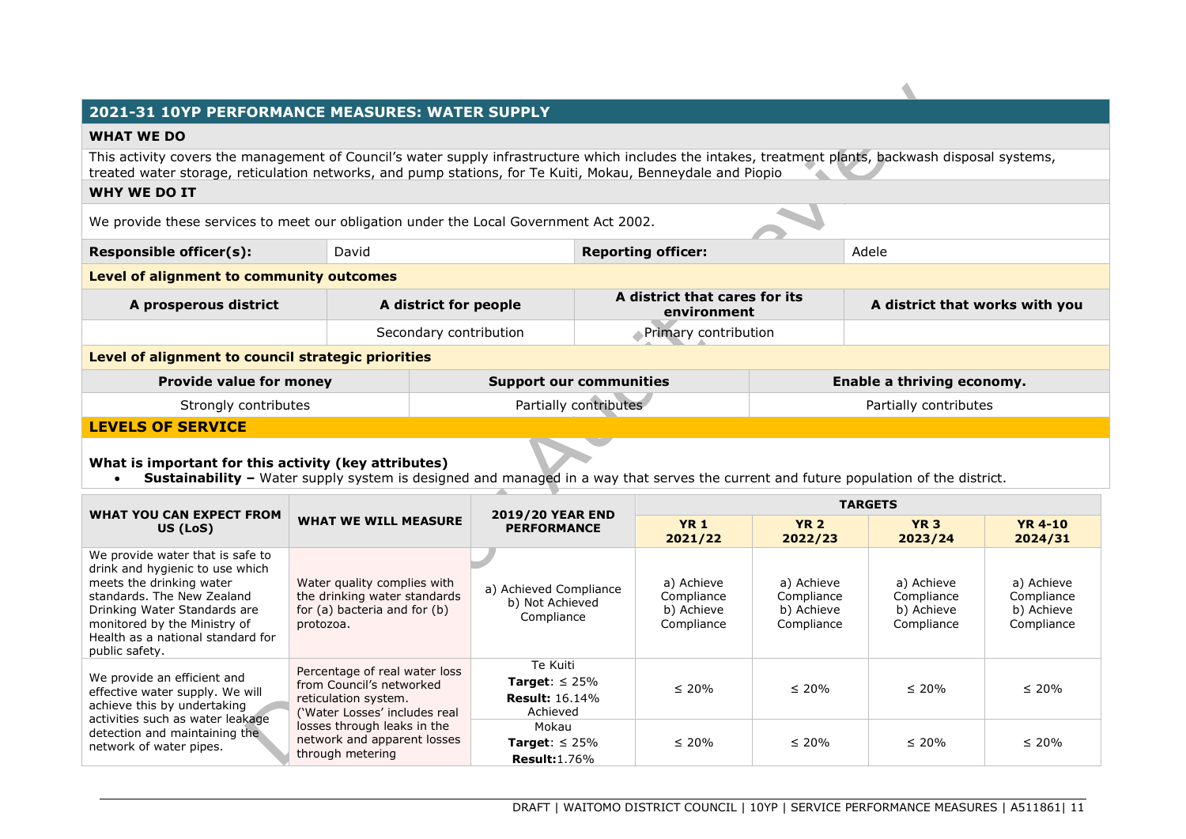## 2021-31 10YP PERFORMANCE MEASURES: WATER SUPPLY

### WHAT WE DO

This activity covers the management of Council's water supply infrastructure which includes the intakes, treatment plants, backwash disposal systems, treated water storage, reticulation networks, and pump stations, for Te Kuiti, Mokau, Benneydale and Piopio

### WHY WE DO IT

We provide these services to meet our obligation under the Local Government Act 2002.

| **Responsible officer(s):** | David | **Reporting officer:** | Adele |
|---|---|---|---|

**Level of alignment to community outcomes**

| A prosperous district | A district for people | A district that cares for its environment | A district that works with you |
|---|---|---|---|
| | Secondary contribution | Primary contribution | |

**Level of alignment to council strategic priorities**

| Provide value for money | Support our communities | Enable a thriving economy. |
|---|---|---|
| Strongly contributes | Partially contributes | Partially contributes |

### LEVELS OF SERVICE

**What is important for this activity (key attributes)**

- **Sustainability –** Water supply system is designed and managed in a way that serves the current and future population of the district.

| WHAT YOU CAN EXPECT FROM US (LoS) | WHAT WE WILL MEASURE | 2019/20 YEAR END PERFORMANCE | TARGETS | | | |
|---|---|---|---|---|---|---|
| | | | YR 1 2021/22 | YR 2 2022/23 | YR 3 2023/24 | YR 4-10 2024/31 |
| We provide water that is safe to drink and hygienic to use which meets the drinking water standards. The New Zealand Drinking Water Standards are monitored by the Ministry of Health as a national standard for public safety. | Water quality complies with the drinking water standards for (a) bacteria and for (b) protozoa. | a) Achieved Compliance<br>b) Not Achieved Compliance | a) Achieve Compliance<br>b) Achieve Compliance | a) Achieve Compliance<br>b) Achieve Compliance | a) Achieve Compliance<br>b) Achieve Compliance | a) Achieve Compliance<br>b) Achieve Compliance |
| We provide an efficient and effective water supply. We will achieve this by undertaking activities such as water leakage detection and maintaining the network of water pipes. | Percentage of real water loss from Council's networked reticulation system. ('Water Losses' includes real losses through leaks in the network and apparent losses through metering | Te Kuiti<br>**Target**: ≤ 25%<br>**Result:** 16.14%<br>Achieved | ≤ 20% | ≤ 20% | ≤ 20% | ≤ 20% |
| | | Mokau<br>**Target**: ≤ 25%<br>**Result:**1.76% | ≤ 20% | ≤ 20% | ≤ 20% | ≤ 20% |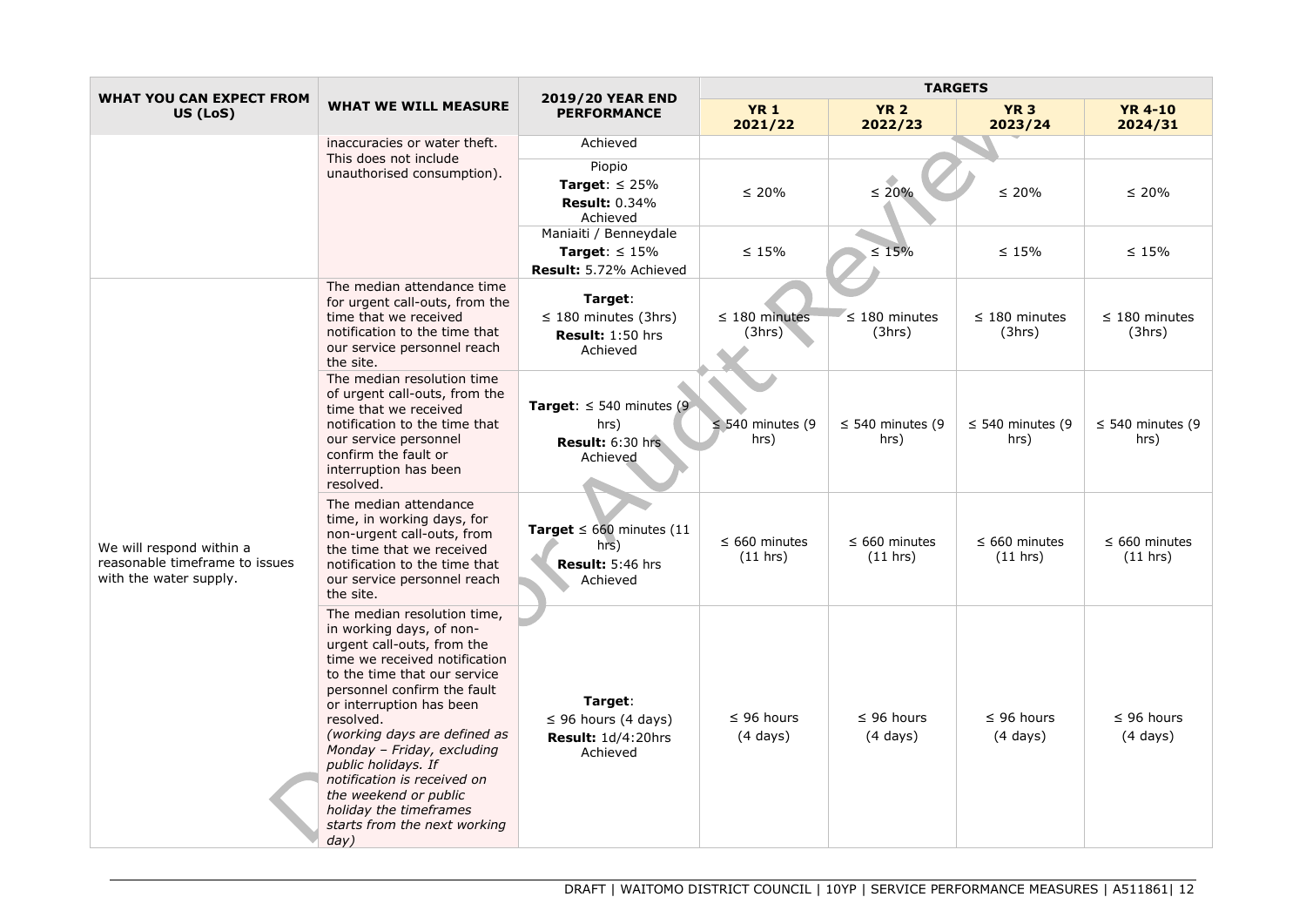| WHAT YOU CAN EXPECT FROM US (LoS) | WHAT WE WILL MEASURE | 2019/20 YEAR END PERFORMANCE | TARGETS | | | |
|---|---|---|---|---|---|---|
| | | | **YR 1 2021/22** | **YR 2 2022/23** | **YR 3 2023/24** | **YR 4-10 2024/31** |
| | inaccuracies or water theft. This does not include unauthorised consumption). | Achieved | | | | |
| | | Piopio **Target**: ≤ 25% **Result:** 0.34% Achieved | ≤ 20% | ≤ 20% | ≤ 20% | ≤ 20% |
| | | Maniaiti / Benneydale **Target**: ≤ 15% **Result:** 5.72% Achieved | ≤ 15% | ≤ 15% | ≤ 15% | ≤ 15% |
| We will respond within a reasonable timeframe to issues with the water supply. | The median attendance time for urgent call-outs, from the time that we received notification to the time that our service personnel reach the site. | **Target**: ≤ 180 minutes (3hrs) **Result:** 1:50 hrs Achieved | ≤ 180 minutes (3hrs) | ≤ 180 minutes (3hrs) | ≤ 180 minutes (3hrs) | ≤ 180 minutes (3hrs) |
| | The median resolution time of urgent call-outs, from the time that we received notification to the time that our service personnel confirm the fault or interruption has been resolved. | **Target**: ≤ 540 minutes (9 hrs) **Result:** 6:30 hrs Achieved | ≤ 540 minutes (9 hrs) | ≤ 540 minutes (9 hrs) | ≤ 540 minutes (9 hrs) | ≤ 540 minutes (9 hrs) |
| | The median attendance time, in working days, for non-urgent call-outs, from the time that we received notification to the time that our service personnel reach the site. | **Target** ≤ 660 minutes (11 hrs) **Result:** 5:46 hrs Achieved | ≤ 660 minutes (11 hrs) | ≤ 660 minutes (11 hrs) | ≤ 660 minutes (11 hrs) | ≤ 660 minutes (11 hrs) |
| | The median resolution time, in working days, of non-urgent call-outs, from the time we received notification to the time that our service personnel confirm the fault or interruption has been resolved. *(working days are defined as Monday – Friday, excluding public holidays. If notification is received on the weekend or public holiday the timeframes starts from the next working day)* | **Target**: ≤ 96 hours (4 days) **Result:** 1d/4:20hrs Achieved | ≤ 96 hours (4 days) | ≤ 96 hours (4 days) | ≤ 96 hours (4 days) | ≤ 96 hours (4 days) |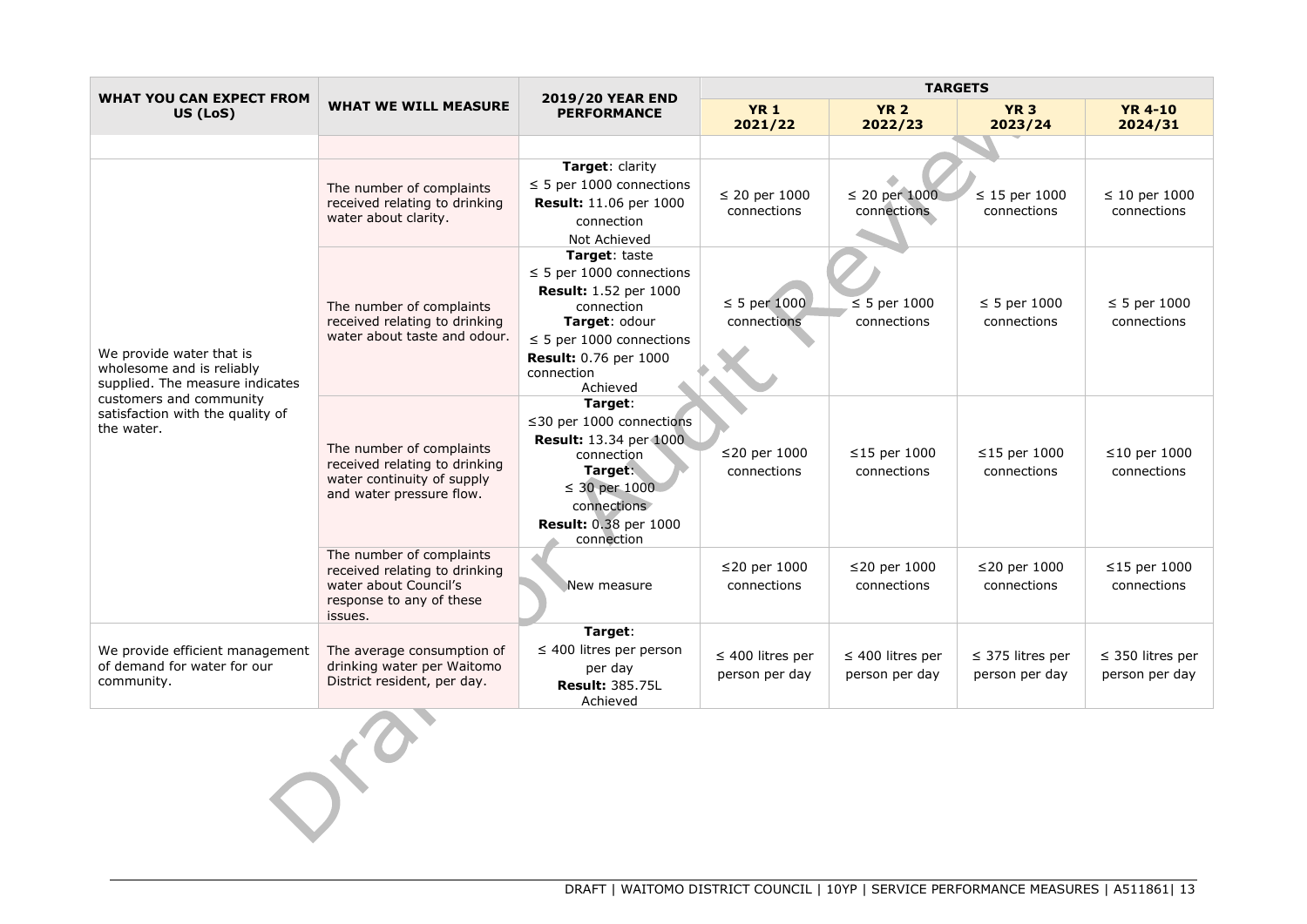| WHAT YOU CAN EXPECT FROM US (LoS) | WHAT WE WILL MEASURE | 2019/20 YEAR END PERFORMANCE | TARGETS | | | |
|---|---|---|---|---|---|---|
| | | | **YR 1 2021/22** | **YR 2 2022/23** | **YR 3 2023/24** | **YR 4-10 2024/31** |
| | | | | | | |
| We provide water that is wholesome and is reliably supplied. The measure indicates customers and community satisfaction with the quality of the water. | The number of complaints received relating to drinking water about clarity. | **Target**: clarity ≤ 5 per 1000 connections **Result:** 11.06 per 1000 connection Not Achieved | ≤ 20 per 1000 connections | ≤ 20 per 1000 connections | ≤ 15 per 1000 connections | ≤ 10 per 1000 connections |
| | The number of complaints received relating to drinking water about taste and odour. | **Target**: taste ≤ 5 per 1000 connections **Result:** 1.52 per 1000 connection **Target**: odour ≤ 5 per 1000 connections **Result:** 0.76 per 1000 connection Achieved | ≤ 5 per 1000 connections | ≤ 5 per 1000 connections | ≤ 5 per 1000 connections | ≤ 5 per 1000 connections |
| | The number of complaints received relating to drinking water continuity of supply and water pressure flow. | **Target**: ≤30 per 1000 connections **Result:** 13.34 per 1000 connection **Target**: ≤ 30 per 1000 connections **Result:** 0.38 per 1000 connection | ≤20 per 1000 connections | ≤15 per 1000 connections | ≤15 per 1000 connections | ≤10 per 1000 connections |
| | The number of complaints received relating to drinking water about Council's response to any of these issues. | New measure | ≤20 per 1000 connections | ≤20 per 1000 connections | ≤20 per 1000 connections | ≤15 per 1000 connections |
| We provide efficient management of demand for water for our community. | The average consumption of drinking water per Waitomo District resident, per day. | **Target**: ≤ 400 litres per person per day **Result:** 385.75L Achieved | ≤ 400 litres per person per day | ≤ 400 litres per person per day | ≤ 375 litres per person per day | ≤ 350 litres per person per day |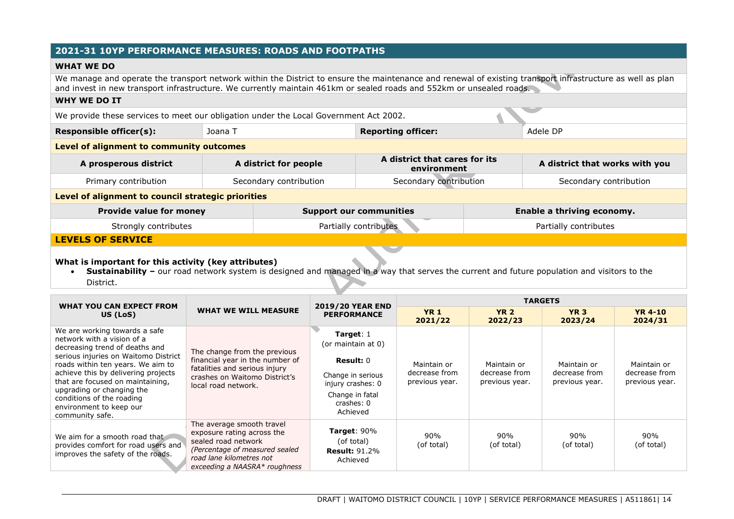## 2021-31 10YP PERFORMANCE MEASURES: ROADS AND FOOTPATHS

### WHAT WE DO

We manage and operate the transport network within the District to ensure the maintenance and renewal of existing transport infrastructure as well as plan and invest in new transport infrastructure. We currently maintain 461km or sealed roads and 552km or unsealed roads.

### WHY WE DO IT

We provide these services to meet our obligation under the Local Government Act 2002.

| **Responsible officer(s):** | Joana T | **Reporting officer:** | Adele DP |
|---|---|---|---|

**Level of alignment to community outcomes**

| A prosperous district | A district for people | A district that cares for its environment | A district that works with you |
|---|---|---|---|
| Primary contribution | Secondary contribution | Secondary contribution | Secondary contribution |

**Level of alignment to council strategic priorities**

| Provide value for money | Support our communities | Enable a thriving economy. |
|---|---|---|
| Strongly contributes | Partially contributes | Partially contributes |

### LEVELS OF SERVICE

**What is important for this activity (key attributes)**

- **Sustainability –** our road network system is designed and managed in a way that serves the current and future population and visitors to the District.

| WHAT YOU CAN EXPECT FROM US (LoS) | WHAT WE WILL MEASURE | 2019/20 YEAR END PERFORMANCE | TARGETS | | | |
|---|---|---|---|---|---|---|
| | | | **YR 1 2021/22** | **YR 2 2022/23** | **YR 3 2023/24** | **YR 4-10 2024/31** |
| We are working towards a safe network with a vision of a decreasing trend of deaths and serious injuries on Waitomo District roads within ten years. We aim to achieve this by delivering projects that are focused on maintaining, upgrading or changing the conditions of the roading environment to keep our community safe. | The change from the previous financial year in the number of fatalities and serious injury crashes on Waitomo District's local road network. | **Target**: 1 (or maintain at 0) **Result:** 0 Change in serious injury crashes: 0 Change in fatal crashes: 0 Achieved | Maintain or decrease from previous year. | Maintain or decrease from previous year. | Maintain or decrease from previous year. | Maintain or decrease from previous year. |
| We aim for a smooth road that provides comfort for road users and improves the safety of the roads. | The average smooth travel exposure rating across the sealed road network *(Percentage of measured sealed road lane kilometres not exceeding a NAASRA* roughness* | **Target**: 90% (of total) **Result:** 91.2% Achieved | 90% (of total) | 90% (of total) | 90% (of total) | 90% (of total) |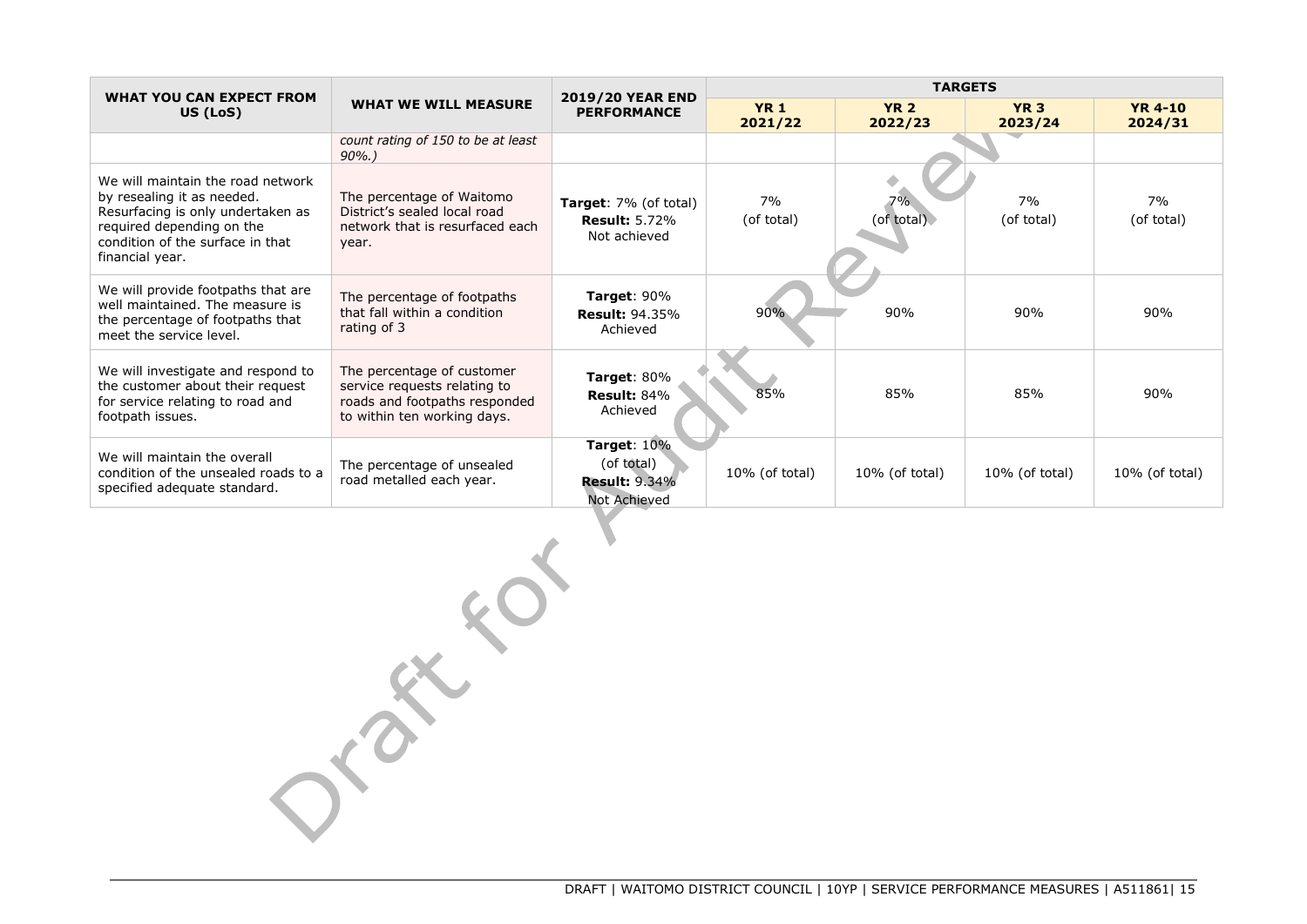| WHAT YOU CAN EXPECT FROM US (LoS) | WHAT WE WILL MEASURE | 2019/20 YEAR END PERFORMANCE | TARGETS | | | |
|---|---|---|---|---|---|---|
| | | | **YR 1 2021/22** | **YR 2 2022/23** | **YR 3 2023/24** | **YR 4-10 2024/31** |
| | *count rating of 150 to be at least 90%.)* | | | | | |
| We will maintain the road network by resealing it as needed. Resurfacing is only undertaken as required depending on the condition of the surface in that financial year. | The percentage of Waitomo District's sealed local road network that is resurfaced each year. | **Target**: 7% (of total) **Result:** 5.72% Not achieved | 7% (of total) | 7% (of total) | 7% (of total) | 7% (of total) |
| We will provide footpaths that are well maintained. The measure is the percentage of footpaths that meet the service level. | The percentage of footpaths that fall within a condition rating of 3 | **Target**: 90% **Result:** 94.35% Achieved | 90% | 90% | 90% | 90% |
| We will investigate and respond to the customer about their request for service relating to road and footpath issues. | The percentage of customer service requests relating to roads and footpaths responded to within ten working days. | **Target**: 80% **Result:** 84% Achieved | 85% | 85% | 85% | 90% |
| We will maintain the overall condition of the unsealed roads to a specified adequate standard. | The percentage of unsealed road metalled each year. | **Target**: 10% (of total) **Result:** 9.34% Not Achieved | 10% (of total) | 10% (of total) | 10% (of total) | 10% (of total) |